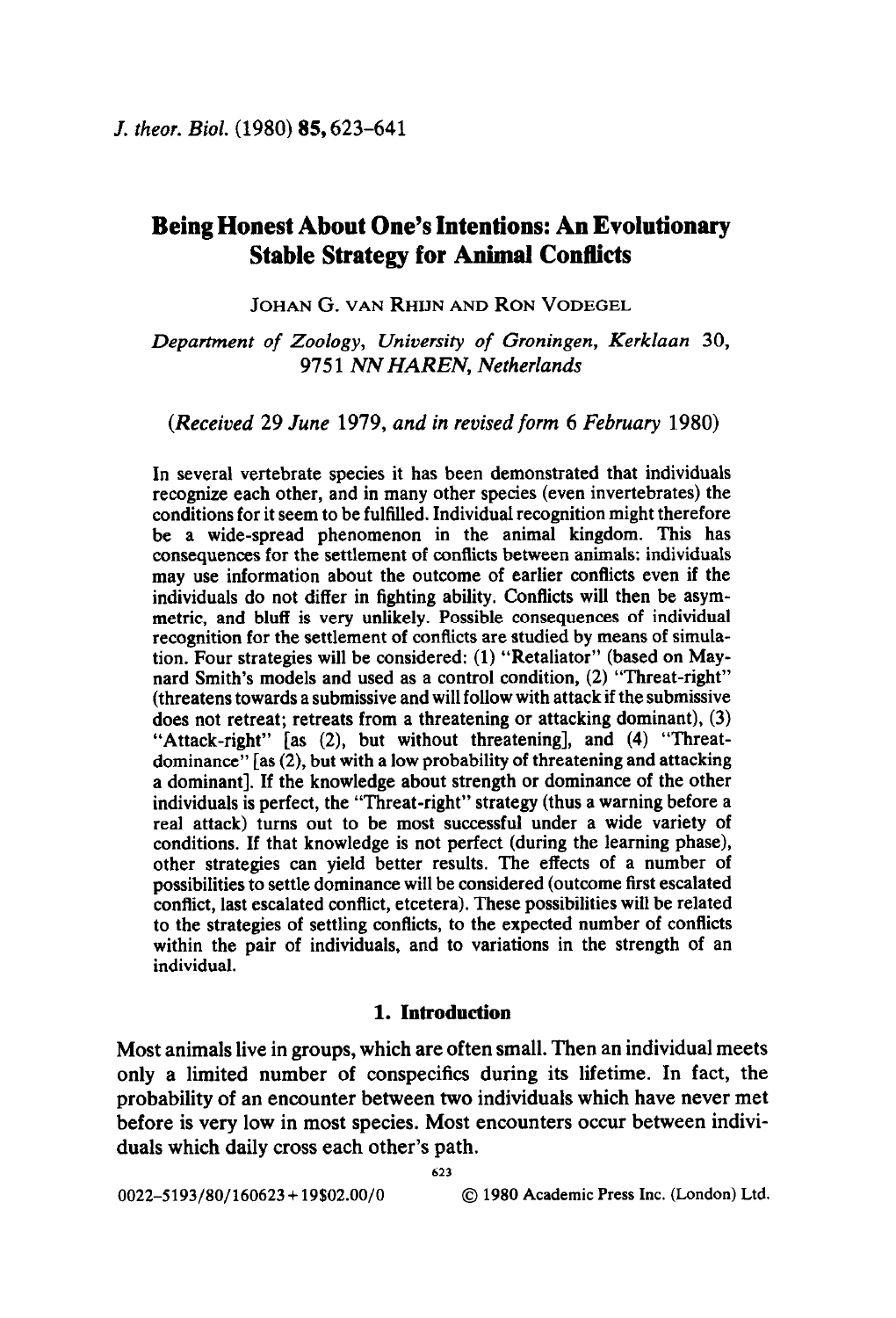*J. theor. Biol.* (1980) **85**, 623–641

# Being Honest About One's Intentions: An Evolutionary Stable Strategy for Animal Conflicts

JOHAN G. VAN RHIJN AND RON VODEGEL

*Department of Zoology, University of Groningen, Kerklaan 30, 9751 NN HAREN, Netherlands*

*(Received 29 June 1979, and in revised form 6 February 1980)*

In several vertebrate species it has been demonstrated that individuals recognize each other, and in many other species (even invertebrates) the conditions for it seem to be fulfilled. Individual recognition might therefore be a wide-spread phenomenon in the animal kingdom. This has consequences for the settlement of conflicts between animals: individuals may use information about the outcome of earlier conflicts even if the individuals do not differ in fighting ability. Conflicts will then be asymmetric, and bluff is very unlikely. Possible consequences of individual recognition for the settlement of conflicts are studied by means of simulation. Four strategies will be considered: (1) "Retaliator" (based on Maynard Smith's models and used as a control condition, (2) "Threat-right" (threatens towards a submissive and will follow with attack if the submissive does not retreat; retreats from a threatening or attacking dominant), (3) "Attack-right" [as (2), but without threatening], and (4) "Threat-dominance" [as (2), but with a low probability of threatening and attacking a dominant]. If the knowledge about strength or dominance of the other individuals is perfect, the "Threat-right" strategy (thus a warning before a real attack) turns out to be most successful under a wide variety of conditions. If that knowledge is not perfect (during the learning phase), other strategies can yield better results. The effects of a number of possibilities to settle dominance will be considered (outcome first escalated conflict, last escalated conflict, etcetera). These possibilities will be related to the strategies of settling conflicts, to the expected number of conflicts within the pair of individuals, and to variations in the strength of an individual.

## 1. Introduction

Most animals live in groups, which are often small. Then an individual meets only a limited number of conspecifics during its lifetime. In fact, the probability of an encounter between two individuals which have never met before is very low in most species. Most encounters occur between individuals which daily cross each other's path.

0022–5193/80/160623+19$02.00/0 © 1980 Academic Press Inc. (London) Ltd.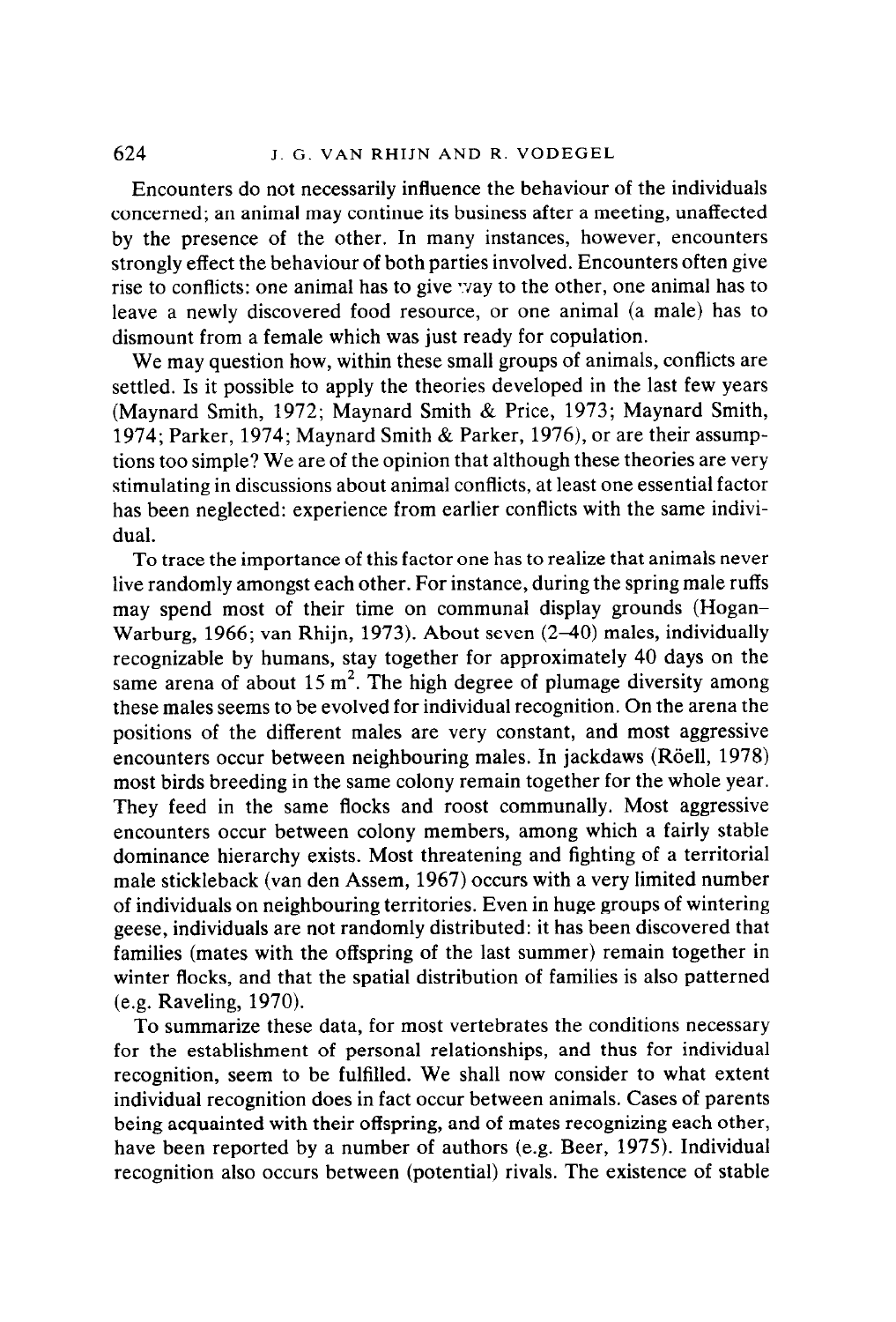Encounters do not necessarily influence the behaviour of the individuals concerned; an animal may continue its business after a meeting, unaffected by the presence of the other. In many instances, however, encounters strongly effect the behaviour of both parties involved. Encounters often give rise to conflicts: one animal has to give way to the other, one animal has to leave a newly discovered food resource, or one animal (a male) has to dismount from a female which was just ready for copulation.

We may question how, within these small groups of animals, conflicts are settled. Is it possible to apply the theories developed in the last few years (Maynard Smith, 1972; Maynard Smith & Price, 1973; Maynard Smith, 1974; Parker, 1974; Maynard Smith & Parker, 1976), or are their assumptions too simple? We are of the opinion that although these theories are very stimulating in discussions about animal conflicts, at least one essential factor has been neglected: experience from earlier conflicts with the same individual.

To trace the importance of this factor one has to realize that animals never live randomly amongst each other. For instance, during the spring male ruffs may spend most of their time on communal display grounds (Hogan–Warburg, 1966; van Rhijn, 1973). About seven (2–40) males, individually recognizable by humans, stay together for approximately 40 days on the same arena of about 15 m$^2$. The high degree of plumage diversity among these males seems to be evolved for individual recognition. On the arena the positions of the different males are very constant, and most aggressive encounters occur between neighbouring males. In jackdaws (Röell, 1978) most birds breeding in the same colony remain together for the whole year. They feed in the same flocks and roost communally. Most aggressive encounters occur between colony members, among which a fairly stable dominance hierarchy exists. Most threatening and fighting of a territorial male stickleback (van den Assem, 1967) occurs with a very limited number of individuals on neighbouring territories. Even in huge groups of wintering geese, individuals are not randomly distributed: it has been discovered that families (mates with the offspring of the last summer) remain together in winter flocks, and that the spatial distribution of families is also patterned (e.g. Raveling, 1970).

To summarize these data, for most vertebrates the conditions necessary for the establishment of personal relationships, and thus for individual recognition, seem to be fulfilled. We shall now consider to what extent individual recognition does in fact occur between animals. Cases of parents being acquainted with their offspring, and of mates recognizing each other, have been reported by a number of authors (e.g. Beer, 1975). Individual recognition also occurs between (potential) rivals. The existence of stable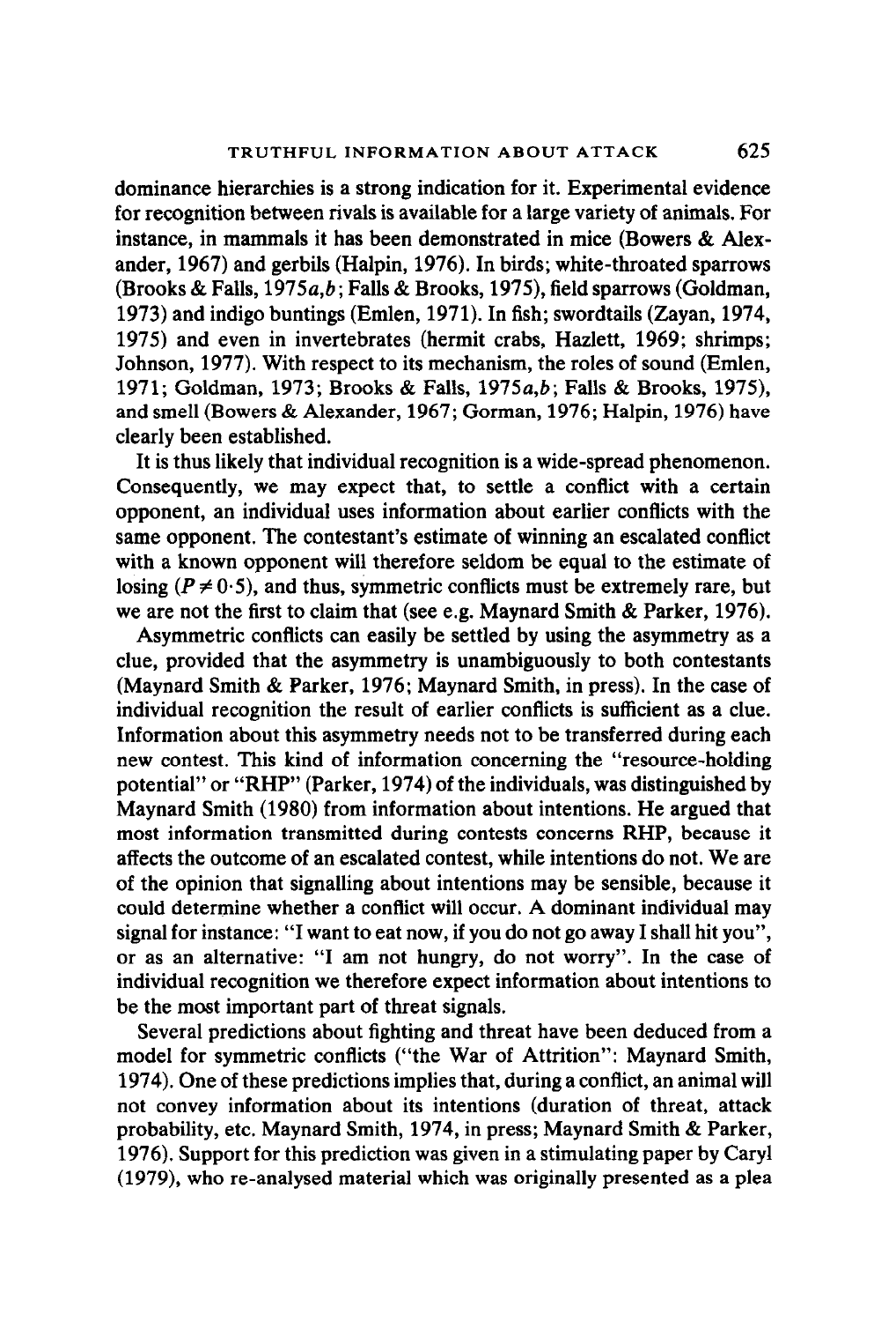dominance hierarchies is a strong indication for it. Experimental evidence for recognition between rivals is available for a large variety of animals. For instance, in mammals it has been demonstrated in mice (Bowers & Alexander, 1967) and gerbils (Halpin, 1976). In birds; white-throated sparrows (Brooks & Falls, 1975*a*,*b*; Falls & Brooks, 1975), field sparrows (Goldman, 1973) and indigo buntings (Emlen, 1971). In fish; swordtails (Zayan, 1974, 1975) and even in invertebrates (hermit crabs, Hazlett, 1969; shrimps; Johnson, 1977). With respect to its mechanism, the roles of sound (Emlen, 1971; Goldman, 1973; Brooks & Falls, 1975*a*,*b*; Falls & Brooks, 1975), and smell (Bowers & Alexander, 1967; Gorman, 1976; Halpin, 1976) have clearly been established.

It is thus likely that individual recognition is a wide-spread phenomenon. Consequently, we may expect that, to settle a conflict with a certain opponent, an individual uses information about earlier conflicts with the same opponent. The contestant's estimate of winning an escalated conflict with a known opponent will therefore seldom be equal to the estimate of losing ($P \neq 0{\cdot}5$), and thus, symmetric conflicts must be extremely rare, but we are not the first to claim that (see e.g. Maynard Smith & Parker, 1976).

Asymmetric conflicts can easily be settled by using the asymmetry as a clue, provided that the asymmetry is unambiguously to both contestants (Maynard Smith & Parker, 1976; Maynard Smith, in press). In the case of individual recognition the result of earlier conflicts is sufficient as a clue. Information about this asymmetry needs not to be transferred during each new contest. This kind of information concerning the "resource-holding potential" or "RHP" (Parker, 1974) of the individuals, was distinguished by Maynard Smith (1980) from information about intentions. He argued that most information transmitted during contests concerns RHP, because it affects the outcome of an escalated contest, while intentions do not. We are of the opinion that signalling about intentions may be sensible, because it could determine whether a conflict will occur. A dominant individual may signal for instance: "I want to eat now, if you do not go away I shall hit you", or as an alternative: "I am not hungry, do not worry". In the case of individual recognition we therefore expect information about intentions to be the most important part of threat signals.

Several predictions about fighting and threat have been deduced from a model for symmetric conflicts ("the War of Attrition": Maynard Smith, 1974). One of these predictions implies that, during a conflict, an animal will not convey information about its intentions (duration of threat, attack probability, etc. Maynard Smith, 1974, in press; Maynard Smith & Parker, 1976). Support for this prediction was given in a stimulating paper by Caryl (1979), who re-analysed material which was originally presented as a plea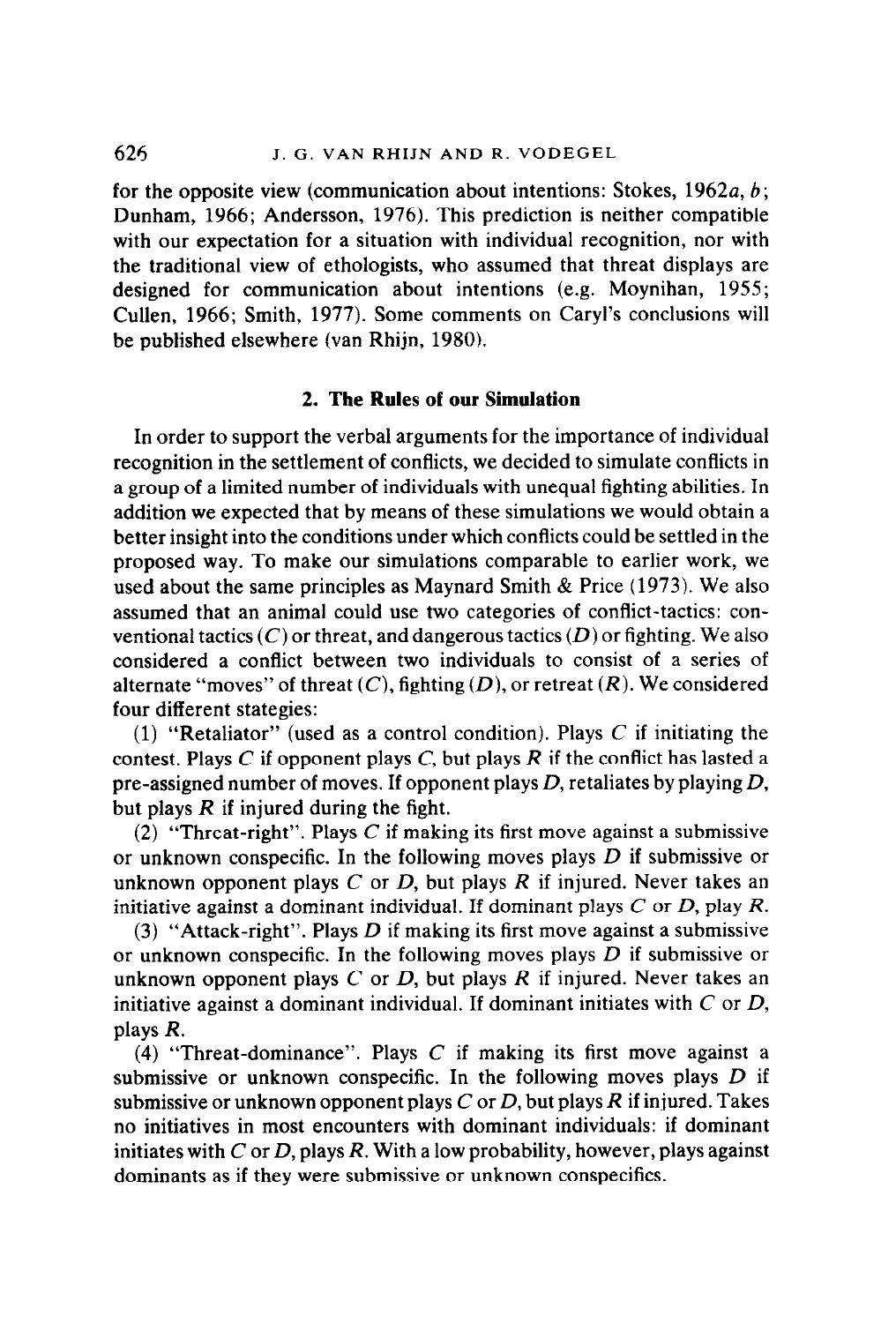for the opposite view (communication about intentions: Stokes, 1962*a*, *b*; Dunham, 1966; Andersson, 1976). This prediction is neither compatible with our expectation for a situation with individual recognition, nor with the traditional view of ethologists, who assumed that threat displays are designed for communication about intentions (e.g. Moynihan, 1955; Cullen, 1966; Smith, 1977). Some comments on Caryl's conclusions will be published elsewhere (van Rhijn, 1980).

## 2. The Rules of our Simulation

In order to support the verbal arguments for the importance of individual recognition in the settlement of conflicts, we decided to simulate conflicts in a group of a limited number of individuals with unequal fighting abilities. In addition we expected that by means of these simulations we would obtain a better insight into the conditions under which conflicts could be settled in the proposed way. To make our simulations comparable to earlier work, we used about the same principles as Maynard Smith & Price (1973). We also assumed that an animal could use two categories of conflict-tactics: conventional tactics ($C$) or threat, and dangerous tactics ($D$) or fighting. We also considered a conflict between two individuals to consist of a series of alternate "moves" of threat ($C$), fighting ($D$), or retreat ($R$). We considered four different stategies:

(1) "Retaliator" (used as a control condition). Plays $C$ if initiating the contest. Plays $C$ if opponent plays $C$, but plays $R$ if the conflict has lasted a pre-assigned number of moves. If opponent plays $D$, retaliates by playing $D$, but plays $R$ if injured during the fight.

(2) "Threat-right". Plays $C$ if making its first move against a submissive or unknown conspecific. In the following moves plays $D$ if submissive or unknown opponent plays $C$ or $D$, but plays $R$ if injured. Never takes an initiative against a dominant individual. If dominant plays $C$ or $D$, play $R$.

(3) "Attack-right". Plays $D$ if making its first move against a submissive or unknown conspecific. In the following moves plays $D$ if submissive or unknown opponent plays $C$ or $D$, but plays $R$ if injured. Never takes an initiative against a dominant individual. If dominant initiates with $C$ or $D$, plays $R$.

(4) "Threat-dominance". Plays $C$ if making its first move against a submissive or unknown conspecific. In the following moves plays $D$ if submissive or unknown opponent plays $C$ or $D$, but plays $R$ if injured. Takes no initiatives in most encounters with dominant individuals: if dominant initiates with $C$ or $D$, plays $R$. With a low probability, however, plays against dominants as if they were submissive or unknown conspecifics.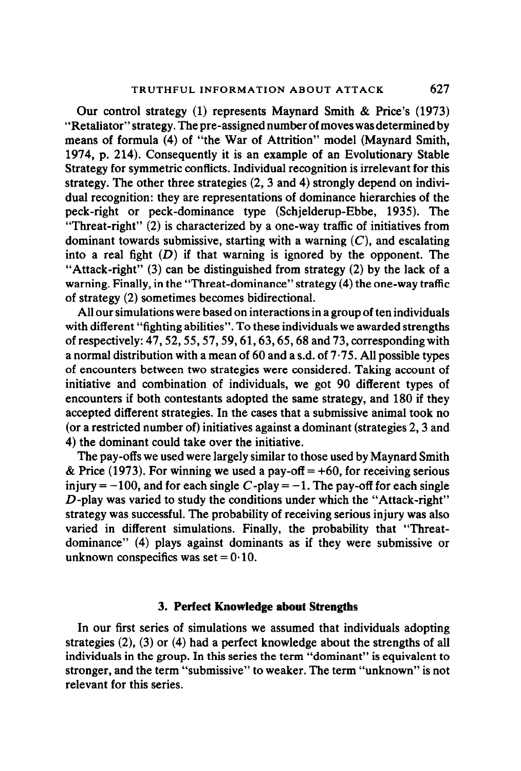Our control strategy (1) represents Maynard Smith & Price's (1973) "Retaliator" strategy. The pre-assigned number of moves was determined by means of formula (4) of "the War of Attrition" model (Maynard Smith, 1974, p. 214). Consequently it is an example of an Evolutionary Stable Strategy for symmetric conflicts. Individual recognition is irrelevant for this strategy. The other three strategies (2, 3 and 4) strongly depend on individual recognition: they are representations of dominance hierarchies of the peck-right or peck-dominance type (Schjelderup-Ebbe, 1935). The "Threat-right" (2) is characterized by a one-way traffic of initiatives from dominant towards submissive, starting with a warning ($C$), and escalating into a real fight ($D$) if that warning is ignored by the opponent. The "Attack-right" (3) can be distinguished from strategy (2) by the lack of a warning. Finally, in the "Threat-dominance" strategy (4) the one-way traffic of strategy (2) sometimes becomes bidirectional.

All our simulations were based on interactions in a group of ten individuals with different "fighting abilities". To these individuals we awarded strengths of respectively: 47, 52, 55, 57, 59, 61, 63, 65, 68 and 73, corresponding with a normal distribution with a mean of 60 and a s.d. of 7·75. All possible types of encounters between two strategies were considered. Taking account of initiative and combination of individuals, we got 90 different types of encounters if both contestants adopted the same strategy, and 180 if they accepted different strategies. In the cases that a submissive animal took no (or a restricted number of) initiatives against a dominant (strategies 2, 3 and 4) the dominant could take over the initiative.

The pay-offs we used were largely similar to those used by Maynard Smith & Price (1973). For winning we used a pay-off $= +60$, for receiving serious injury $= -100$, and for each single $C$-play $= -1$. The pay-off for each single $D$-play was varied to study the conditions under which the "Attack-right" strategy was successful. The probability of receiving serious injury was also varied in different simulations. Finally, the probability that "Threat-dominance" (4) plays against dominants as if they were submissive or unknown conspecifics was set $= 0·10$.

## 3. Perfect Knowledge about Strengths

In our first series of simulations we assumed that individuals adopting strategies (2), (3) or (4) had a perfect knowledge about the strengths of all individuals in the group. In this series the term "dominant" is equivalent to stronger, and the term "submissive" to weaker. The term "unknown" is not relevant for this series.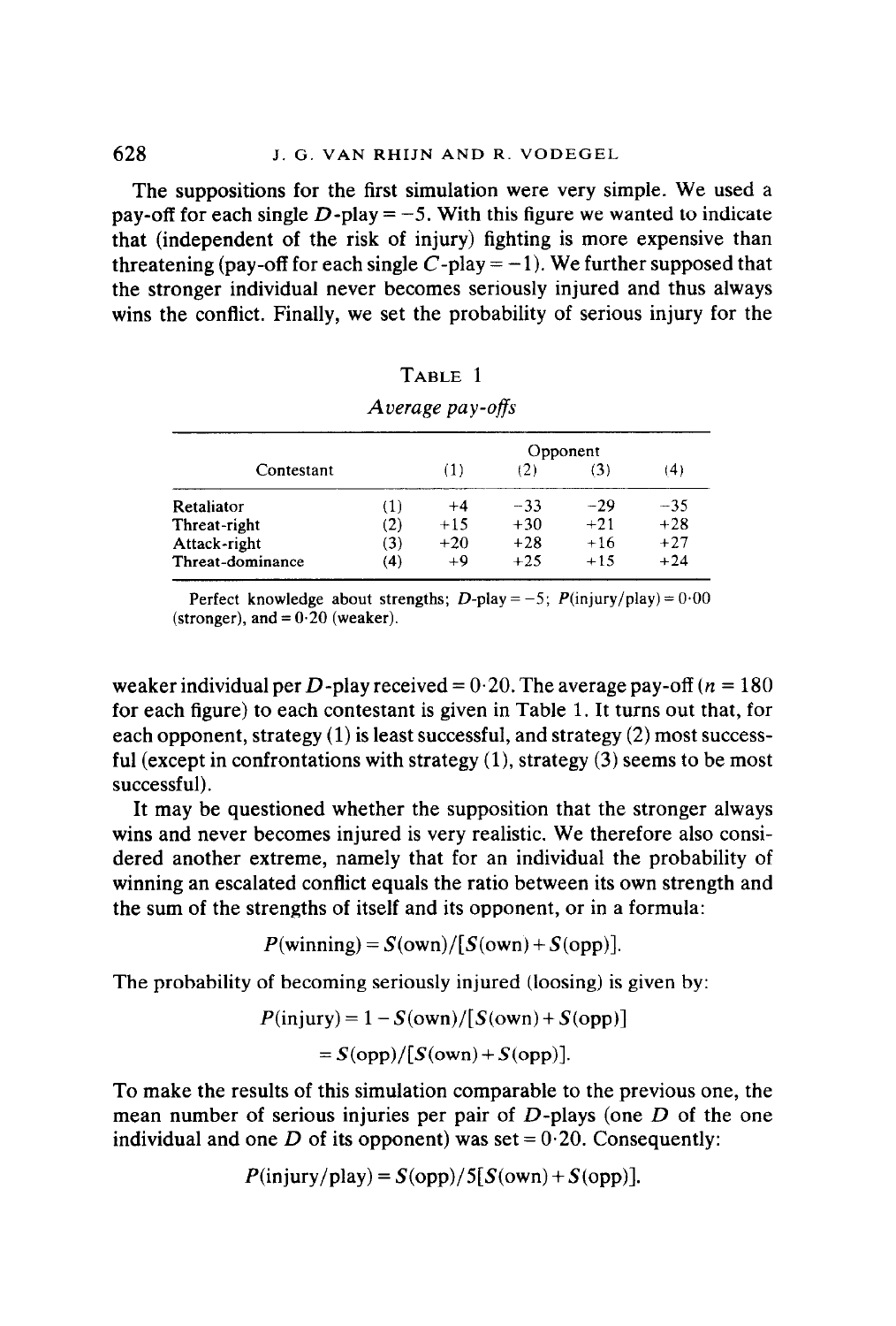The suppositions for the first simulation were very simple. We used a pay-off for each single $D$-play = $-5$. With this figure we wanted to indicate that (independent of the risk of injury) fighting is more expensive than threatening (pay-off for each single $C$-play = $-1$). We further supposed that the stronger individual never becomes seriously injured and thus always wins the conflict. Finally, we set the probability of serious injury for the

TABLE 1

*Average pay-offs*

| Contestant | | Opponent (1) | (2) | (3) | (4) |
|---|---|---|---|---|---|
| Retaliator | (1) | +4 | −33 | −29 | −35 |
| Threat-right | (2) | +15 | +30 | +21 | +28 |
| Attack-right | (3) | +20 | +28 | +16 | +27 |
| Threat-dominance | (4) | +9 | +25 | +15 | +24 |

Perfect knowledge about strengths; $D$-play = $-5$; $P$(injury/play) = 0·00 (stronger), and = 0·20 (weaker).

weaker individual per $D$-play received = 0·20. The average pay-off ($n = 180$ for each figure) to each contestant is given in Table 1. It turns out that, for each opponent, strategy (1) is least successful, and strategy (2) most successful (except in confrontations with strategy (1), strategy (3) seems to be most successful).

It may be questioned whether the supposition that the stronger always wins and never becomes injured is very realistic. We therefore also considered another extreme, namely that for an individual the probability of winning an escalated conflict equals the ratio between its own strength and the sum of the strengths of itself and its opponent, or in a formula:

$$P(\text{winning}) = S(\text{own})/[S(\text{own}) + S(\text{opp})].$$

The probability of becoming seriously injured (loosing) is given by:

$$P(\text{injury}) = 1 - S(\text{own})/[S(\text{own}) + S(\text{opp})]$$

$$= S(\text{opp})/[S(\text{own}) + S(\text{opp})].$$

To make the results of this simulation comparable to the previous one, the mean number of serious injuries per pair of $D$-plays (one $D$ of the one individual and one $D$ of its opponent) was set = 0·20. Consequently:

$$P(\text{injury/play}) = S(\text{opp})/5[S(\text{own}) + S(\text{opp})].$$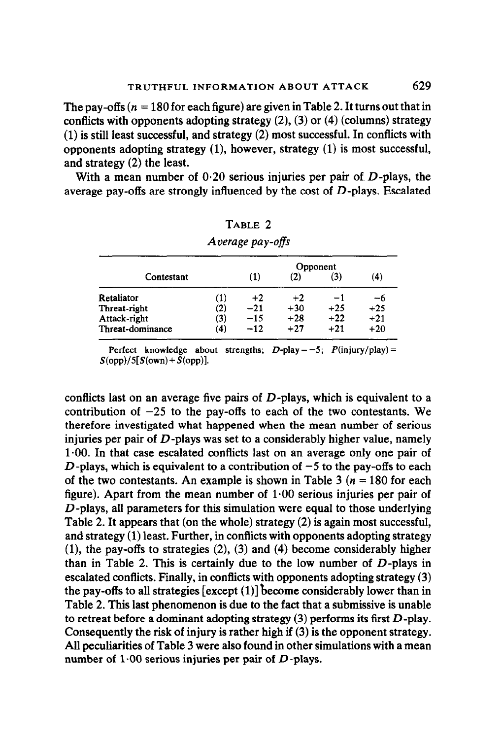The pay-offs ($n = 180$ for each figure) are given in Table 2. It turns out that in conflicts with opponents adopting strategy (2), (3) or (4) (columns) strategy (1) is still least successful, and strategy (2) most successful. In conflicts with opponents adopting strategy (1), however, strategy (1) is most successful, and strategy (2) the least.

With a mean number of 0·20 serious injuries per pair of $D$-plays, the average pay-offs are strongly influenced by the cost of $D$-plays. Escalated conflicts last on an average five pairs of $D$-plays, which is equivalent to a contribution of −25 to the pay-offs to each of the two contestants. We therefore investigated what happened when the mean number of serious injuries per pair of $D$-plays was set to a considerably higher value, namely 1·00. In that case escalated conflicts last on an average only one pair of $D$-plays, which is equivalent to a contribution of −5 to the pay-offs to each of the two contestants. An example is shown in Table 3 ($n = 180$ for each figure). Apart from the mean number of 1·00 serious injuries per pair of $D$-plays, all parameters for this simulation were equal to those underlying Table 2. It appears that (on the whole) strategy (2) is again most successful, and strategy (1) least. Further, in conflicts with opponents adopting strategy (1), the pay-offs to strategies (2), (3) and (4) become considerably higher than in Table 2. This is certainly due to the low number of $D$-plays in escalated conflicts. Finally, in conflicts with opponents adopting strategy (3) the pay-offs to all strategies [except (1)] become considerably lower than in Table 2. This last phenomenon is due to the fact that a submissive is unable to retreat before a dominant adopting strategy (3) performs its first $D$-play. Consequently the risk of injury is rather high if (3) is the opponent strategy. All peculiarities of Table 3 were also found in other simulations with a mean number of 1·00 serious injuries per pair of $D$-plays.

TABLE 2

*Average pay-offs*

| Contestant | | Opponent (1) | (2) | (3) | (4) |
|---|---|---|---|---|---|
| Retaliator | (1) | +2 | +2 | −1 | −6 |
| Threat-right | (2) | −21 | +30 | +25 | +25 |
| Attack-right | (3) | −15 | +28 | +22 | +21 |
| Threat-dominance | (4) | −12 | +27 | +21 | +20 |

Perfect knowledge about strengths; $D$-play = −5; $P(\text{injury/play}) = S(\text{opp})/5[S(\text{own}) + S(\text{opp})]$.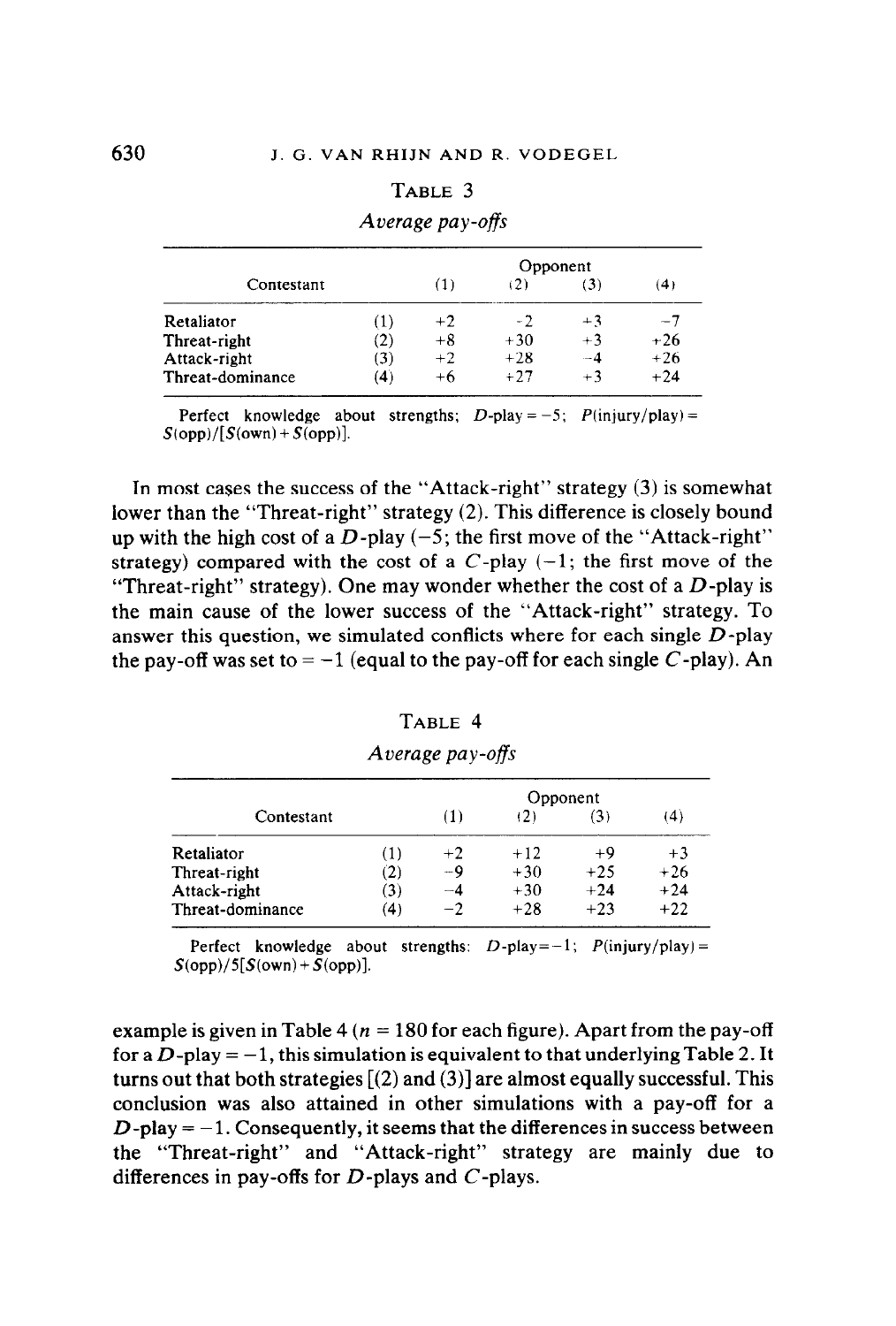**TABLE 3**

*Average pay-offs*

| Contestant | | Opponent (1) | (2) | (3) | (4) |
|---|---|---|---|---|---|
| Retaliator | (1) | +2 | −2 | +3 | −7 |
| Threat-right | (2) | +8 | +30 | +3 | +26 |
| Attack-right | (3) | +2 | +28 | −4 | +26 |
| Threat-dominance | (4) | +6 | +27 | +3 | +24 |

Perfect knowledge about strengths; $D$-play = −5; $P$(injury/play) = $S$(opp)/[$S$(own) + $S$(opp)].

In most cases the success of the "Attack-right" strategy (3) is somewhat lower than the "Threat-right" strategy (2). This difference is closely bound up with the high cost of a $D$-play (−5; the first move of the "Attack-right" strategy) compared with the cost of a $C$-play (−1; the first move of the "Threat-right" strategy). One may wonder whether the cost of a $D$-play is the main cause of the lower success of the "Attack-right" strategy. To answer this question, we simulated conflicts where for each single $D$-play the pay-off was set to = −1 (equal to the pay-off for each single $C$-play). An example is given in Table 4 ($n$ = 180 for each figure). Apart from the pay-off for a $D$-play = −1, this simulation is equivalent to that underlying Table 2. It turns out that both strategies [(2) and (3)] are almost equally successful. This conclusion was also attained in other simulations with a pay-off for a $D$-play = −1. Consequently, it seems that the differences in success between the "Threat-right" and "Attack-right" strategy are mainly due to differences in pay-offs for $D$-plays and $C$-plays.

**TABLE 4**

*Average pay-offs*

| Contestant | | Opponent (1) | (2) | (3) | (4) |
|---|---|---|---|---|---|
| Retaliator | (1) | +2 | +12 | +9 | +3 |
| Threat-right | (2) | −9 | +30 | +25 | +26 |
| Attack-right | (3) | −4 | +30 | +24 | +24 |
| Threat-dominance | (4) | −2 | +28 | +23 | +22 |

Perfect knowledge about strengths: $D$-play = −1; $P$(injury/play) = $S$(opp)/5[$S$(own) + $S$(opp)].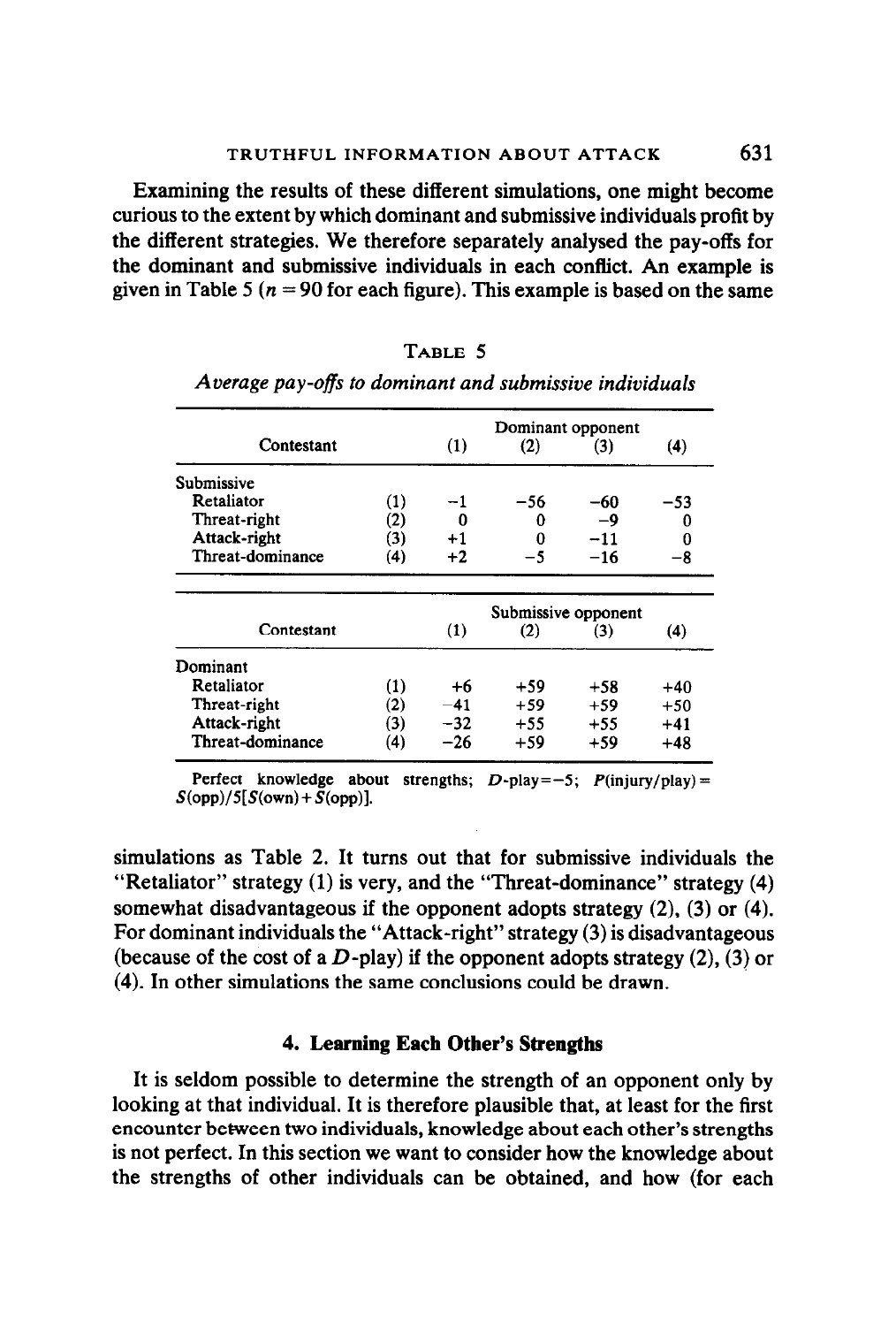Examining the results of these different simulations, one might become curious to the extent by which dominant and submissive individuals profit by the different strategies. We therefore separately analysed the pay-offs for the dominant and submissive individuals in each conflict. An example is given in Table 5 ($n = 90$ for each figure). This example is based on the same

TABLE 5

*Average pay-offs to dominant and submissive individuals*

| Contestant | | Dominant opponent (1) | (2) | (3) | (4) |
|---|---|---|---|---|---|
| Submissive | | | | | |
| Retaliator | (1) | −1 | −56 | −60 | −53 |
| Threat-right | (2) | 0 | 0 | −9 | 0 |
| Attack-right | (3) | +1 | 0 | −11 | 0 |
| Threat-dominance | (4) | +2 | −5 | −16 | −8 |

| Contestant | | Submissive opponent (1) | (2) | (3) | (4) |
|---|---|---|---|---|---|
| Dominant | | | | | |
| Retaliator | (1) | +6 | +59 | +58 | +40 |
| Threat-right | (2) | −41 | +59 | +59 | +50 |
| Attack-right | (3) | −32 | +55 | +55 | +41 |
| Threat-dominance | (4) | −26 | +59 | +59 | +48 |

Perfect knowledge about strengths; $D$-play$=-5$; $P(\text{injury/play}) = S(\text{opp})/5[S(\text{own}) + S(\text{opp})]$.

simulations as Table 2. It turns out that for submissive individuals the "Retaliator" strategy (1) is very, and the "Threat-dominance" strategy (4) somewhat disadvantageous if the opponent adopts strategy (2), (3) or (4). For dominant individuals the "Attack-right" strategy (3) is disadvantageous (because of the cost of a $D$-play) if the opponent adopts strategy (2), (3) or (4). In other simulations the same conclusions could be drawn.

## 4. Learning Each Other's Strengths

It is seldom possible to determine the strength of an opponent only by looking at that individual. It is therefore plausible that, at least for the first encounter between two individuals, knowledge about each other's strengths is not perfect. In this section we want to consider how the knowledge about the strengths of other individuals can be obtained, and how (for each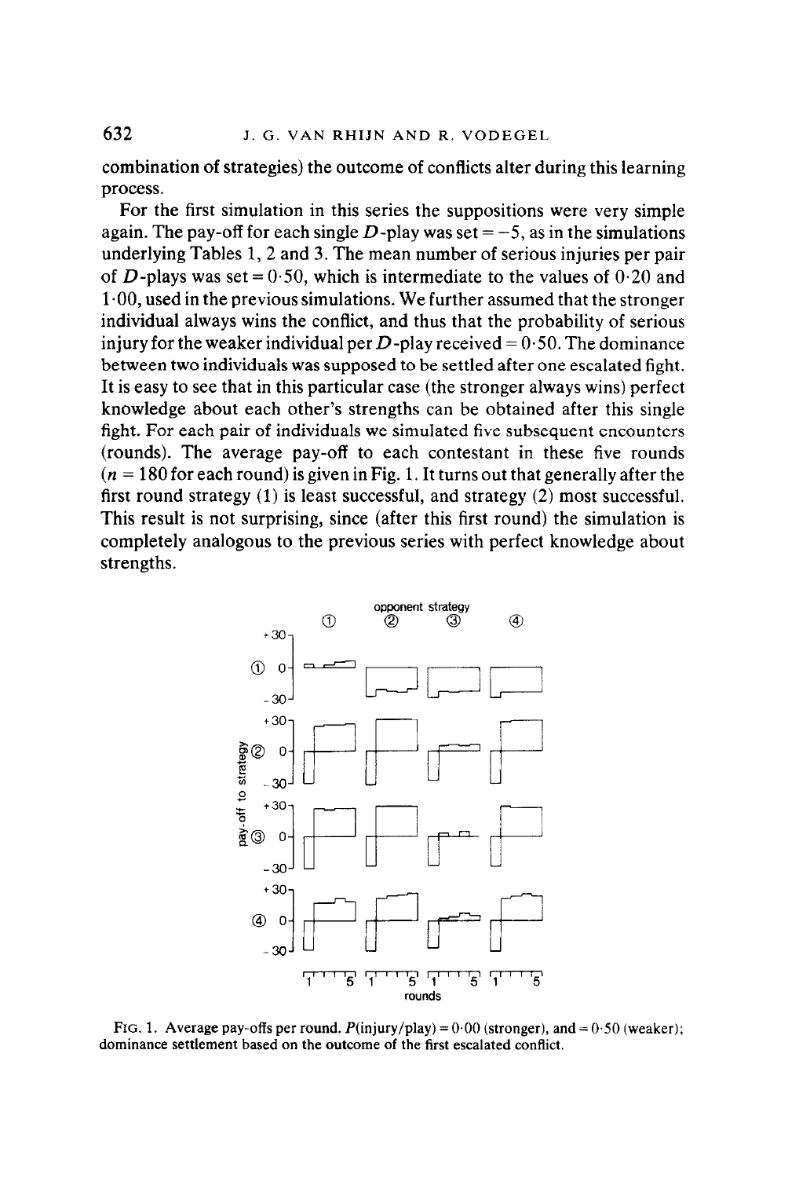combination of strategies) the outcome of conflicts alter during this learning process.

For the first simulation in this series the suppositions were very simple again. The pay-off for each single $D$-play was set = −5, as in the simulations underlying Tables 1, 2 and 3. The mean number of serious injuries per pair of $D$-plays was set = 0·50, which is intermediate to the values of 0·20 and 1·00, used in the previous simulations. We further assumed that the stronger individual always wins the conflict, and thus that the probability of serious injury for the weaker individual per $D$-play received = 0·50. The dominance between two individuals was supposed to be settled after one escalated fight. It is easy to see that in this particular case (the stronger always wins) perfect knowledge about each other's strengths can be obtained after this single fight. For each pair of individuals we simulated five subsequent encounters (rounds). The average pay-off to each contestant in these five rounds ($n = 180$ for each round) is given in Fig. 1. It turns out that generally after the first round strategy (1) is least successful, and strategy (2) most successful. This result is not surprising, since (after this first round) the simulation is completely analogous to the previous series with perfect knowledge about strengths.

FIG. 1. Average pay-offs per round. $P$(injury/play) = 0·00 (stronger), and = 0·50 (weaker); dominance settlement based on the outcome of the first escalated conflict.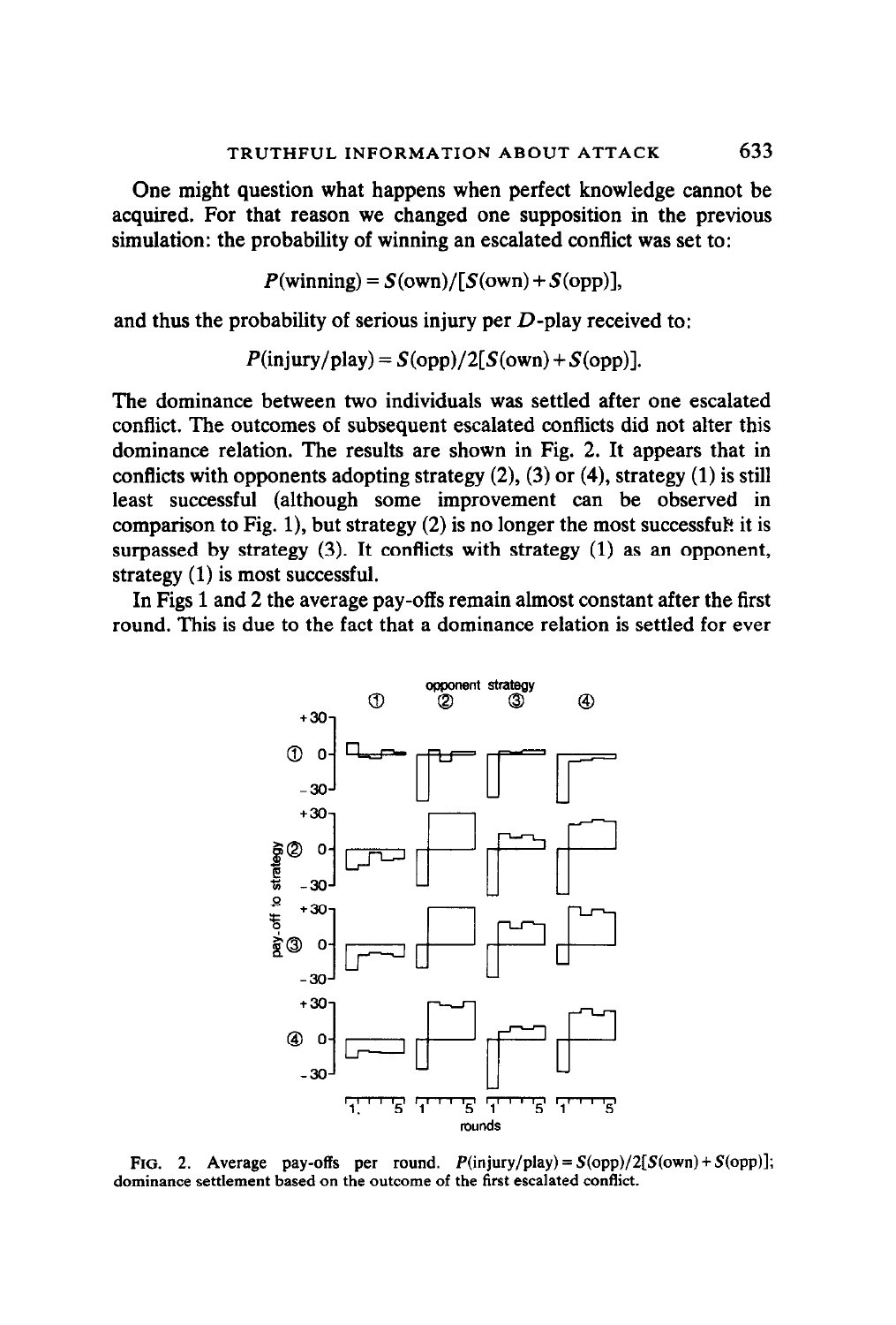One might question what happens when perfect knowledge cannot be acquired. For that reason we changed one supposition in the previous simulation: the probability of winning an escalated conflict was set to:

$$P(\text{winning}) = S(\text{own})/[S(\text{own}) + S(\text{opp})],$$

and thus the probability of serious injury per $D$-play received to:

$$P(\text{injury/play}) = S(\text{opp})/2[S(\text{own}) + S(\text{opp})].$$

The dominance between two individuals was settled after one escalated conflict. The outcomes of subsequent escalated conflicts did not alter this dominance relation. The results are shown in Fig. 2. It appears that in conflicts with opponents adopting strategy (2), (3) or (4), strategy (1) is still least successful (although some improvement can be observed in comparison to Fig. 1), but strategy (2) is no longer the most successful: it is surpassed by strategy (3). It conflicts with strategy (1) as an opponent, strategy (1) is most successful.

In Figs 1 and 2 the average pay-offs remain almost constant after the first round. This is due to the fact that a dominance relation is settled for ever

FIG. 2. Average pay-offs per round. $P(\text{injury/play}) = S(\text{opp})/2[S(\text{own}) + S(\text{opp})]$; dominance settlement based on the outcome of the first escalated conflict.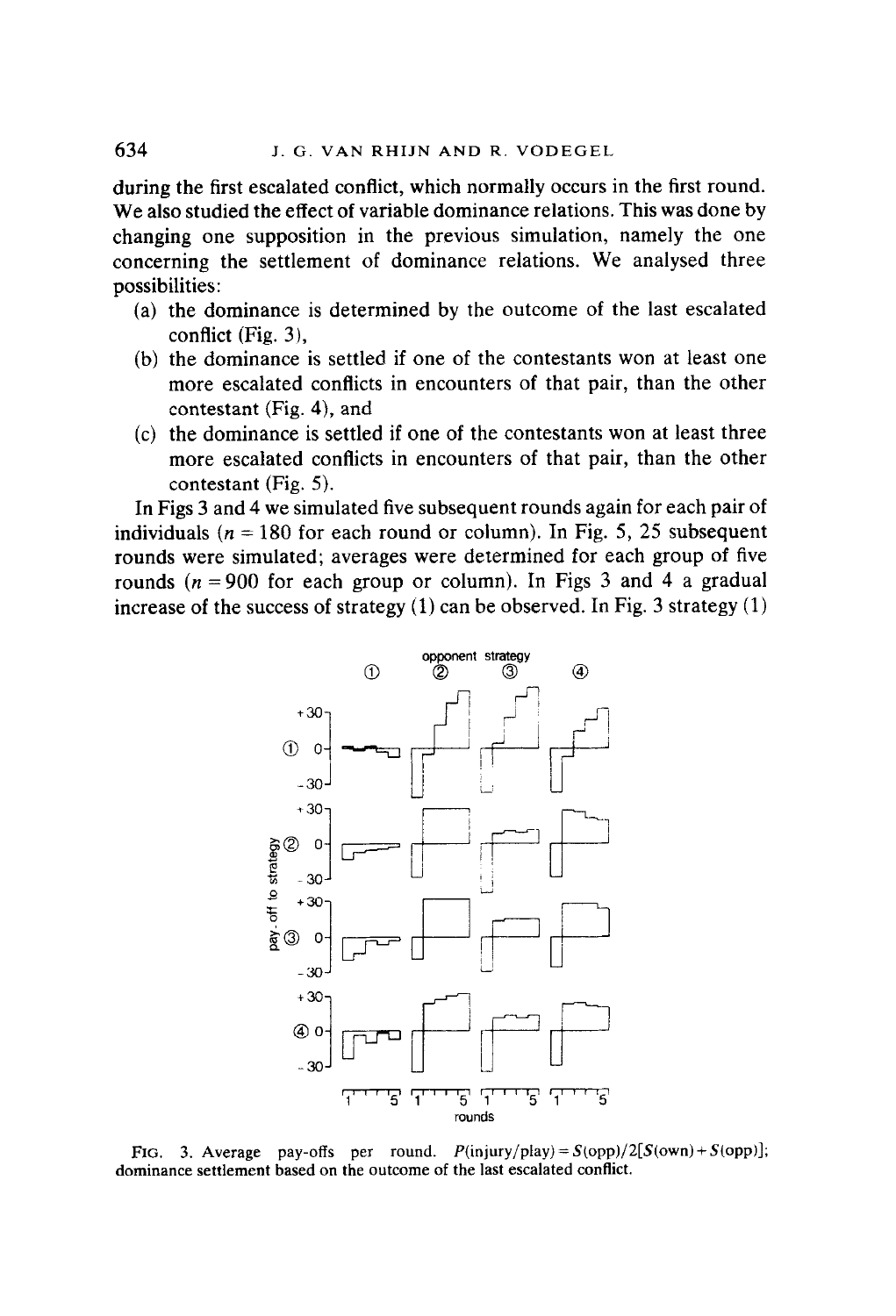during the first escalated conflict, which normally occurs in the first round. We also studied the effect of variable dominance relations. This was done by changing one supposition in the previous simulation, namely the one concerning the settlement of dominance relations. We analysed three possibilities:

(a) the dominance is determined by the outcome of the last escalated conflict (Fig. 3),

(b) the dominance is settled if one of the contestants won at least one more escalated conflicts in encounters of that pair, than the other contestant (Fig. 4), and

(c) the dominance is settled if one of the contestants won at least three more escalated conflicts in encounters of that pair, than the other contestant (Fig. 5).

In Figs 3 and 4 we simulated five subsequent rounds again for each pair of individuals ($n = 180$ for each round or column). In Fig. 5, 25 subsequent rounds were simulated; averages were determined for each group of five rounds ($n = 900$ for each group or column). In Figs 3 and 4 a gradual increase of the success of strategy (1) can be observed. In Fig. 3 strategy (1)

FIG. 3. Average pay-offs per round. $P(\text{injury/play}) = S(\text{opp})/2[S(\text{own}) + S(\text{opp})]$; dominance settlement based on the outcome of the last escalated conflict.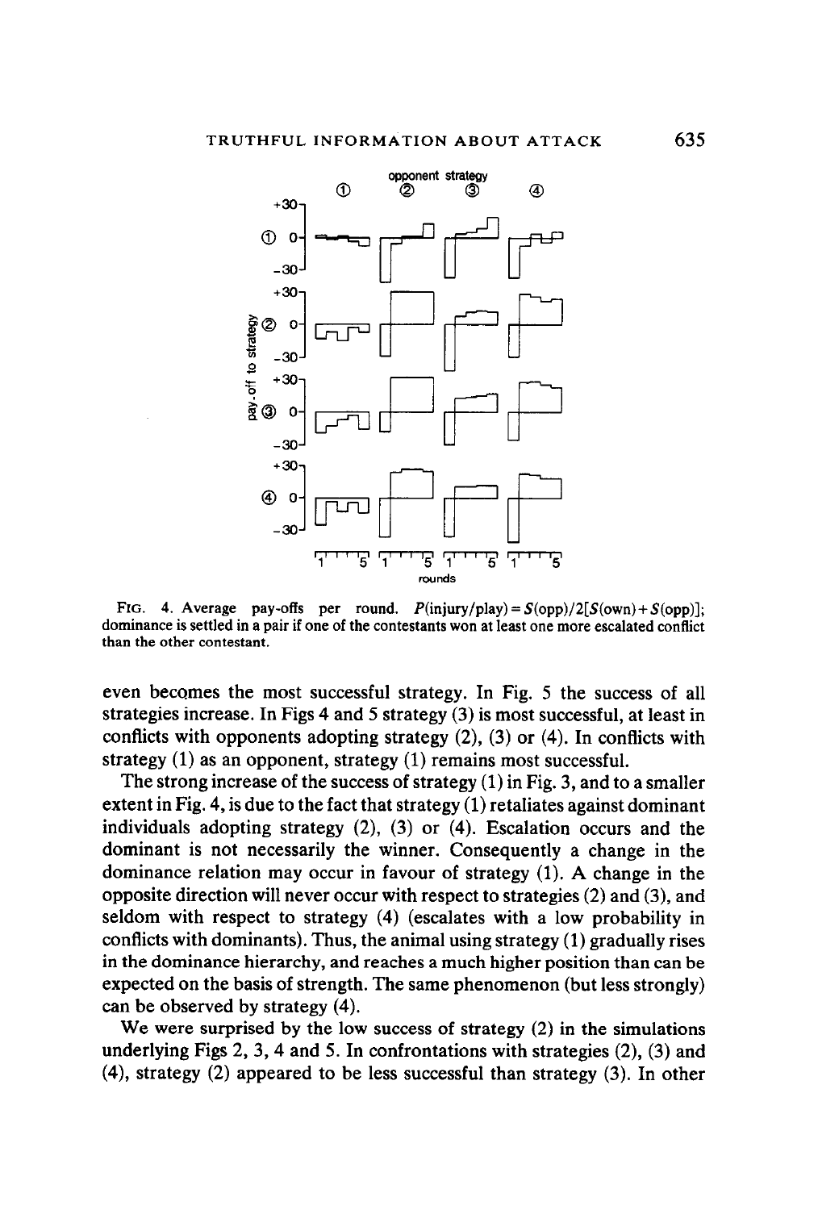FIG. 4. Average pay-offs per round. $P(\text{injury/play}) = S(\text{opp})/2[S(\text{own}) + S(\text{opp})]$; dominance is settled in a pair if one of the contestants won at least one more escalated conflict than the other contestant.

even becomes the most successful strategy. In Fig. 5 the success of all strategies increase. In Figs 4 and 5 strategy (3) is most successful, at least in conflicts with opponents adopting strategy (2), (3) or (4). In conflicts with strategy (1) as an opponent, strategy (1) remains most successful.

The strong increase of the success of strategy (1) in Fig. 3, and to a smaller extent in Fig. 4, is due to the fact that strategy (1) retaliates against dominant individuals adopting strategy (2), (3) or (4). Escalation occurs and the dominant is not necessarily the winner. Consequently a change in the dominance relation may occur in favour of strategy (1). A change in the opposite direction will never occur with respect to strategies (2) and (3), and seldom with respect to strategy (4) (escalates with a low probability in conflicts with dominants). Thus, the animal using strategy (1) gradually rises in the dominance hierarchy, and reaches a much higher position than can be expected on the basis of strength. The same phenomenon (but less strongly) can be observed by strategy (4).

We were surprised by the low success of strategy (2) in the simulations underlying Figs 2, 3, 4 and 5. In confrontations with strategies (2), (3) and (4), strategy (2) appeared to be less successful than strategy (3). In other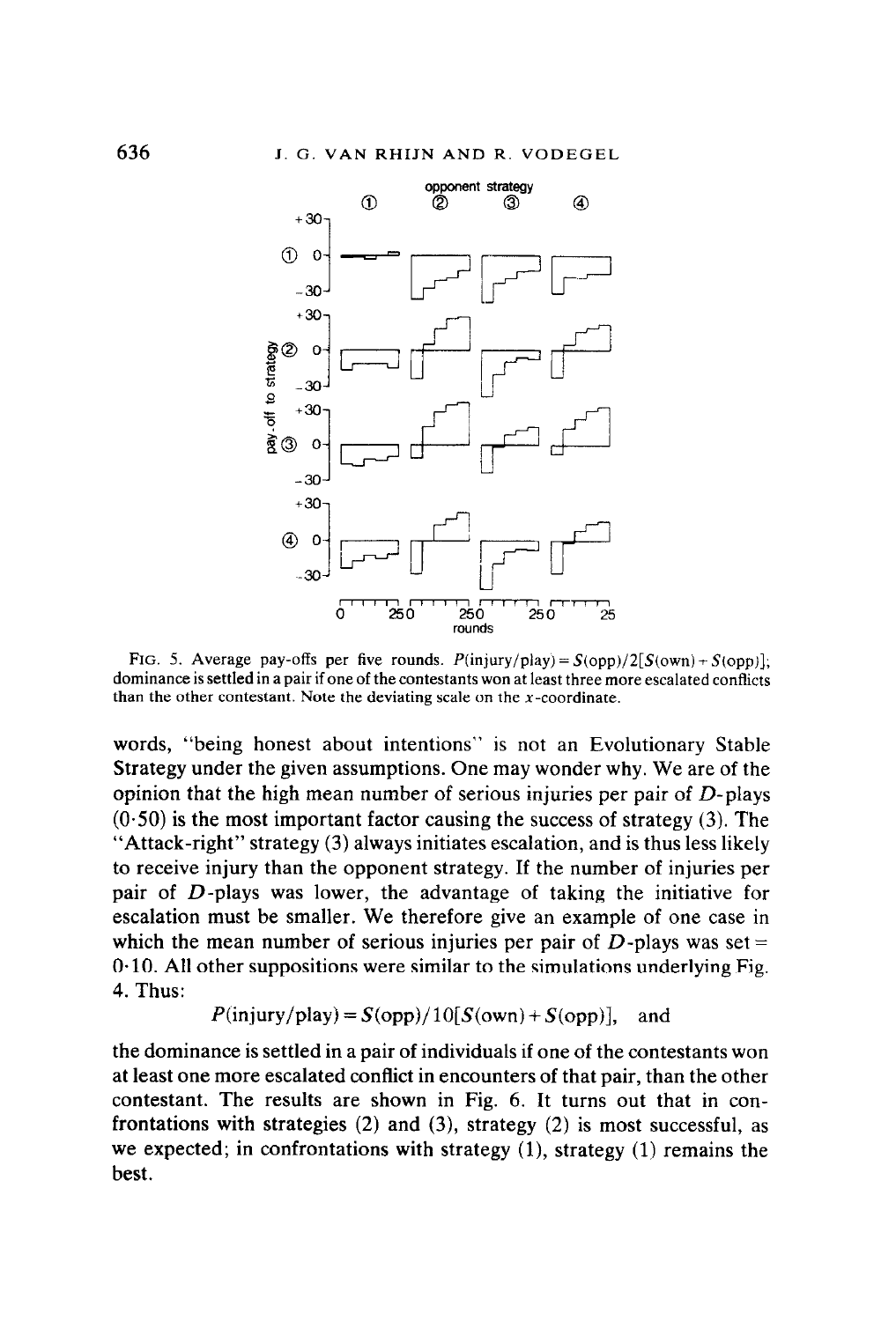FIG. 5. Average pay-offs per five rounds. $P(\text{injury/play}) = S(\text{opp})/2[S(\text{own}) + S(\text{opp})]$; dominance is settled in a pair if one of the contestants won at least three more escalated conflicts than the other contestant. Note the deviating scale on the $x$-coordinate.

words, "being honest about intentions" is not an Evolutionary Stable Strategy under the given assumptions. One may wonder why. We are of the opinion that the high mean number of serious injuries per pair of $D$-plays (0·50) is the most important factor causing the success of strategy (3). The "Attack-right" strategy (3) always initiates escalation, and is thus less likely to receive injury than the opponent strategy. If the number of injuries per pair of $D$-plays was lower, the advantage of taking the initiative for escalation must be smaller. We therefore give an example of one case in which the mean number of serious injuries per pair of $D$-plays was set = 0·10. All other suppositions were similar to the simulations underlying Fig. 4. Thus:

$$P(\text{injury/play}) = S(\text{opp})/10[S(\text{own}) + S(\text{opp})], \quad \text{and}$$

the dominance is settled in a pair of individuals if one of the contestants won at least one more escalated conflict in encounters of that pair, than the other contestant. The results are shown in Fig. 6. It turns out that in confrontations with strategies (2) and (3), strategy (2) is most successful, as we expected; in confrontations with strategy (1), strategy (1) remains the best.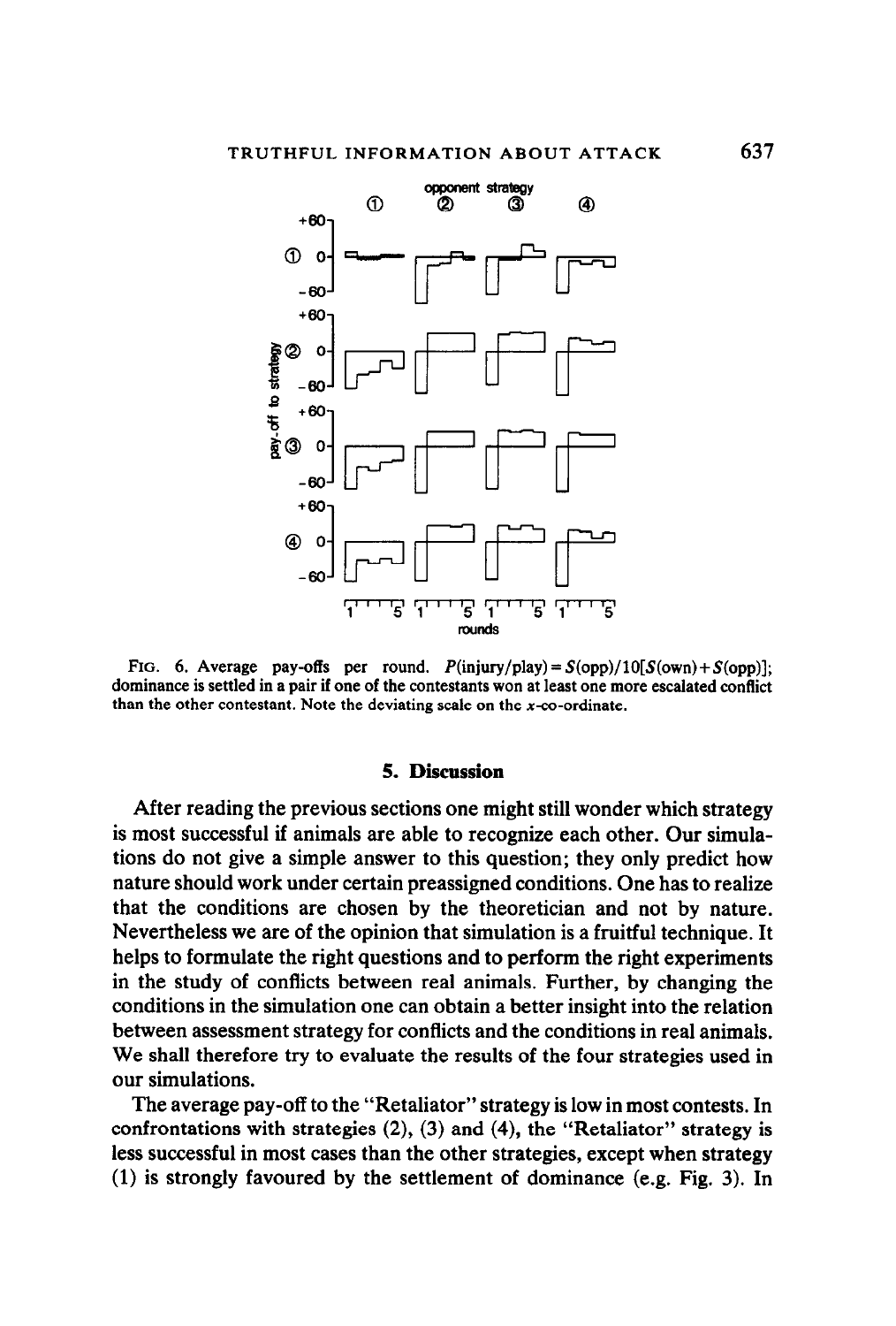FIG. 6. Average pay-offs per round. $P(\text{injury/play}) = S(\text{opp})/10[S(\text{own}) + S(\text{opp})]$; dominance is settled in a pair if one of the contestants won at least one more escalated conflict than the other contestant. Note the deviating scale on the $x$-co-ordinate.

## 5. Discussion

After reading the previous sections one might still wonder which strategy is most successful if animals are able to recognize each other. Our simulations do not give a simple answer to this question; they only predict how nature should work under certain preassigned conditions. One has to realize that the conditions are chosen by the theoretician and not by nature. Nevertheless we are of the opinion that simulation is a fruitful technique. It helps to formulate the right questions and to perform the right experiments in the study of conflicts between real animals. Further, by changing the conditions in the simulation one can obtain a better insight into the relation between assessment strategy for conflicts and the conditions in real animals. We shall therefore try to evaluate the results of the four strategies used in our simulations.

The average pay-off to the "Retaliator" strategy is low in most contests. In confrontations with strategies (2), (3) and (4), the "Retaliator" strategy is less successful in most cases than the other strategies, except when strategy (1) is strongly favoured by the settlement of dominance (e.g. Fig. 3). In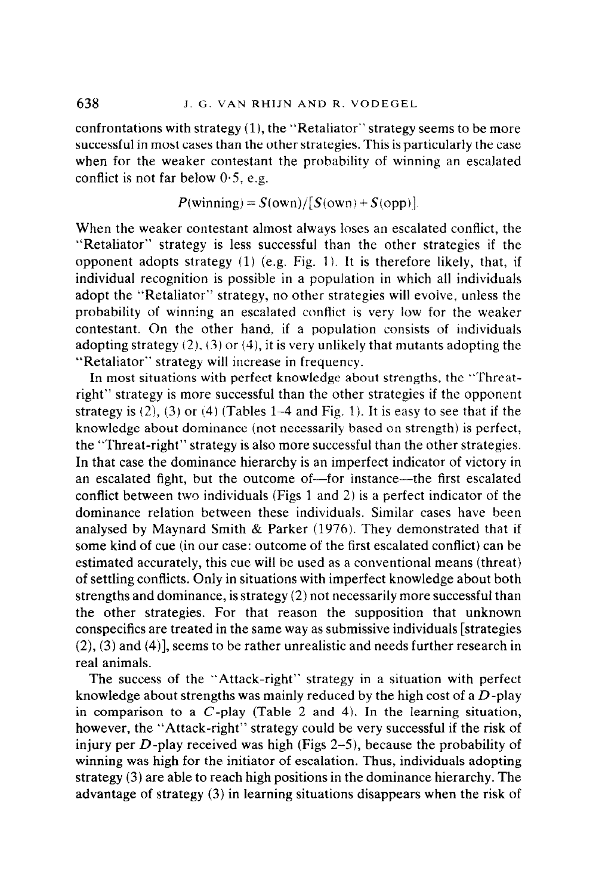confrontations with strategy (1), the "Retaliator" strategy seems to be more successful in most cases than the other strategies. This is particularly the case when for the weaker contestant the probability of winning an escalated conflict is not far below 0·5, e.g.

$$P(\text{winning}) = S(\text{own})/[S(\text{own}) + S(\text{opp})].$$

When the weaker contestant almost always loses an escalated conflict, the "Retaliator" strategy is less successful than the other strategies if the opponent adopts strategy (1) (e.g. Fig. 1). It is therefore likely, that, if individual recognition is possible in a population in which all individuals adopt the "Retaliator" strategy, no other strategies will evolve, unless the probability of winning an escalated conflict is very low for the weaker contestant. On the other hand, if a population consists of individuals adopting strategy (2), (3) or (4), it is very unlikely that mutants adopting the "Retaliator" strategy will increase in frequency.

In most situations with perfect knowledge about strengths, the "Threat-right" strategy is more successful than the other strategies if the opponent strategy is (2), (3) or (4) (Tables 1–4 and Fig. 1). It is easy to see that if the knowledge about dominance (not necessarily based on strength) is perfect, the "Threat-right" strategy is also more successful than the other strategies. In that case the dominance hierarchy is an imperfect indicator of victory in an escalated fight, but the outcome of—for instance—the first escalated conflict between two individuals (Figs 1 and 2) is a perfect indicator of the dominance relation between these individuals. Similar cases have been analysed by Maynard Smith & Parker (1976). They demonstrated that if some kind of cue (in our case: outcome of the first escalated conflict) can be estimated accurately, this cue will be used as a conventional means (threat) of settling conflicts. Only in situations with imperfect knowledge about both strengths and dominance, is strategy (2) not necessarily more successful than the other strategies. For that reason the supposition that unknown conspecifics are treated in the same way as submissive individuals [strategies (2), (3) and (4)], seems to be rather unrealistic and needs further research in real animals.

The success of the "Attack-right" strategy in a situation with perfect knowledge about strengths was mainly reduced by the high cost of a $D$-play in comparison to a $C$-play (Table 2 and 4). In the learning situation, however, the "Attack-right" strategy could be very successful if the risk of injury per $D$-play received was high (Figs 2–5), because the probability of winning was high for the initiator of escalation. Thus, individuals adopting strategy (3) are able to reach high positions in the dominance hierarchy. The advantage of strategy (3) in learning situations disappears when the risk of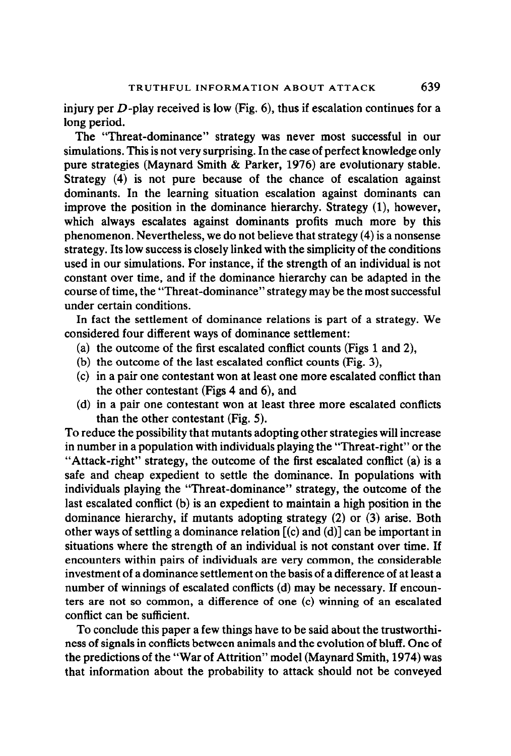injury per $D$-play received is low (Fig. 6), thus if escalation continues for a long period.

The "Threat-dominance" strategy was never most successful in our simulations. This is not very surprising. In the case of perfect knowledge only pure strategies (Maynard Smith & Parker, 1976) are evolutionary stable. Strategy (4) is not pure because of the chance of escalation against dominants. In the learning situation escalation against dominants can improve the position in the dominance hierarchy. Strategy (1), however, which always escalates against dominants profits much more by this phenomenon. Nevertheless, we do not believe that strategy (4) is a nonsense strategy. Its low success is closely linked with the simplicity of the conditions used in our simulations. For instance, if the strength of an individual is not constant over time, and if the dominance hierarchy can be adapted in the course of time, the "Threat-dominance" strategy may be the most successful under certain conditions.

In fact the settlement of dominance relations is part of a strategy. We considered four different ways of dominance settlement:

(a) the outcome of the first escalated conflict counts (Figs 1 and 2),
(b) the outcome of the last escalated conflict counts (Fig. 3),
(c) in a pair one contestant won at least one more escalated conflict than the other contestant (Figs 4 and 6), and
(d) in a pair one contestant won at least three more escalated conflicts than the other contestant (Fig. 5).

To reduce the possibility that mutants adopting other strategies will increase in number in a population with individuals playing the "Threat-right" or the "Attack-right" strategy, the outcome of the first escalated conflict (a) is a safe and cheap expedient to settle the dominance. In populations with individuals playing the "Threat-dominance" strategy, the outcome of the last escalated conflict (b) is an expedient to maintain a high position in the dominance hierarchy, if mutants adopting strategy (2) or (3) arise. Both other ways of settling a dominance relation [(c) and (d)] can be important in situations where the strength of an individual is not constant over time. If encounters within pairs of individuals are very common, the considerable investment of a dominance settlement on the basis of a difference of at least a number of winnings of escalated conflicts (d) may be necessary. If encounters are not so common, a difference of one (c) winning of an escalated conflict can be sufficient.

To conclude this paper a few things have to be said about the trustworthiness of signals in conflicts between animals and the evolution of bluff. One of the predictions of the "War of Attrition" model (Maynard Smith, 1974) was that information about the probability to attack should not be conveyed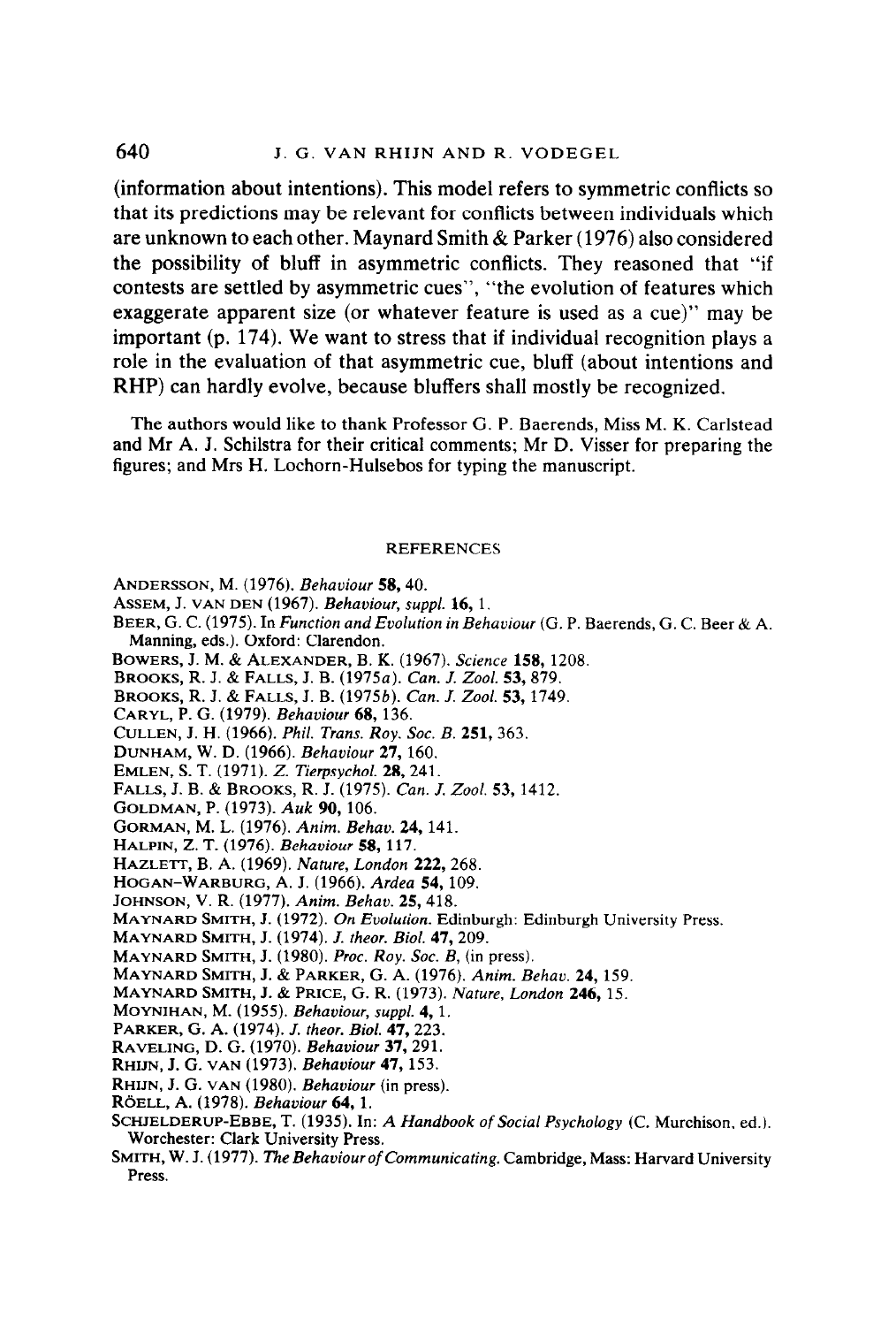(information about intentions). This model refers to symmetric conflicts so that its predictions may be relevant for conflicts between individuals which are unknown to each other. Maynard Smith & Parker (1976) also considered the possibility of bluff in asymmetric conflicts. They reasoned that "if contests are settled by asymmetric cues", "the evolution of features which exaggerate apparent size (or whatever feature is used as a cue)" may be important (p. 174). We want to stress that if individual recognition plays a role in the evaluation of that asymmetric cue, bluff (about intentions and RHP) can hardly evolve, because bluffers shall mostly be recognized.

The authors would like to thank Professor G. P. Baerends, Miss M. K. Carlstead and Mr A. J. Schilstra for their critical comments; Mr D. Visser for preparing the figures; and Mrs H. Lochorn-Hulsebos for typing the manuscript.

## REFERENCES

Andersson, M. (1976). *Behaviour* **58**, 40.

Assem, J. van den (1967). *Behaviour, suppl.* **16**, 1.

Beer, G. C. (1975). In *Function and Evolution in Behaviour* (G. P. Baerends, G. C. Beer & A. Manning, eds.). Oxford: Clarendon.

Bowers, J. M. & Alexander, B. K. (1967). *Science* **158**, 1208.

Brooks, R. J. & Falls, J. B. (1975*a*). *Can. J. Zool.* **53**, 879.

Brooks, R. J. & Falls, J. B. (1975*b*). *Can. J. Zool.* **53**, 1749.

Caryl, P. G. (1979). *Behaviour* **68**, 136.

Cullen, J. H. (1966). *Phil. Trans. Roy. Soc. B.* **251**, 363.

Dunham, W. D. (1966). *Behaviour* **27**, 160.

Emlen, S. T. (1971). *Z. Tierpsychol.* **28**, 241.

Falls, J. B. & Brooks, R. J. (1975). *Can. J. Zool.* **53**, 1412.

Goldman, P. (1973). *Auk* **90**, 106.

Gorman, M. L. (1976). *Anim. Behav.* **24**, 141.

Halpin, Z. T. (1976). *Behaviour* **58**, 117.

Hazlett, B. A. (1969). *Nature, London* **222**, 268.

Hogan-Warburg, A. J. (1966). *Ardea* **54**, 109.

Johnson, V. R. (1977). *Anim. Behav.* **25**, 418.

Maynard Smith, J. (1972). *On Evolution*. Edinburgh: Edinburgh University Press.

Maynard Smith, J. (1974). *J. theor. Biol.* **47**, 209.

Maynard Smith, J. (1980). *Proc. Roy. Soc. B*, (in press).

Maynard Smith, J. & Parker, G. A. (1976). *Anim. Behav.* **24**, 159.

Maynard Smith, J. & Price, G. R. (1973). *Nature, London* **246**, 15.

Moynihan, M. (1955). *Behaviour, suppl.* **4**, 1.

Parker, G. A. (1974). *J. theor. Biol.* **47**, 223.

Raveling, D. G. (1970). *Behaviour* **37**, 291.

Rhijn, J. G. van (1973). *Behaviour* **47**, 153.

Rhijn, J. G. van (1980). *Behaviour* (in press).

Röell, A. (1978). *Behaviour* **64**, 1.

Schjelderup-Ebbe, T. (1935). In: *A Handbook of Social Psychology* (C. Murchison, ed.). Worchester: Clark University Press.

Smith, W. J. (1977). *The Behaviour of Communicating*. Cambridge, Mass: Harvard University Press.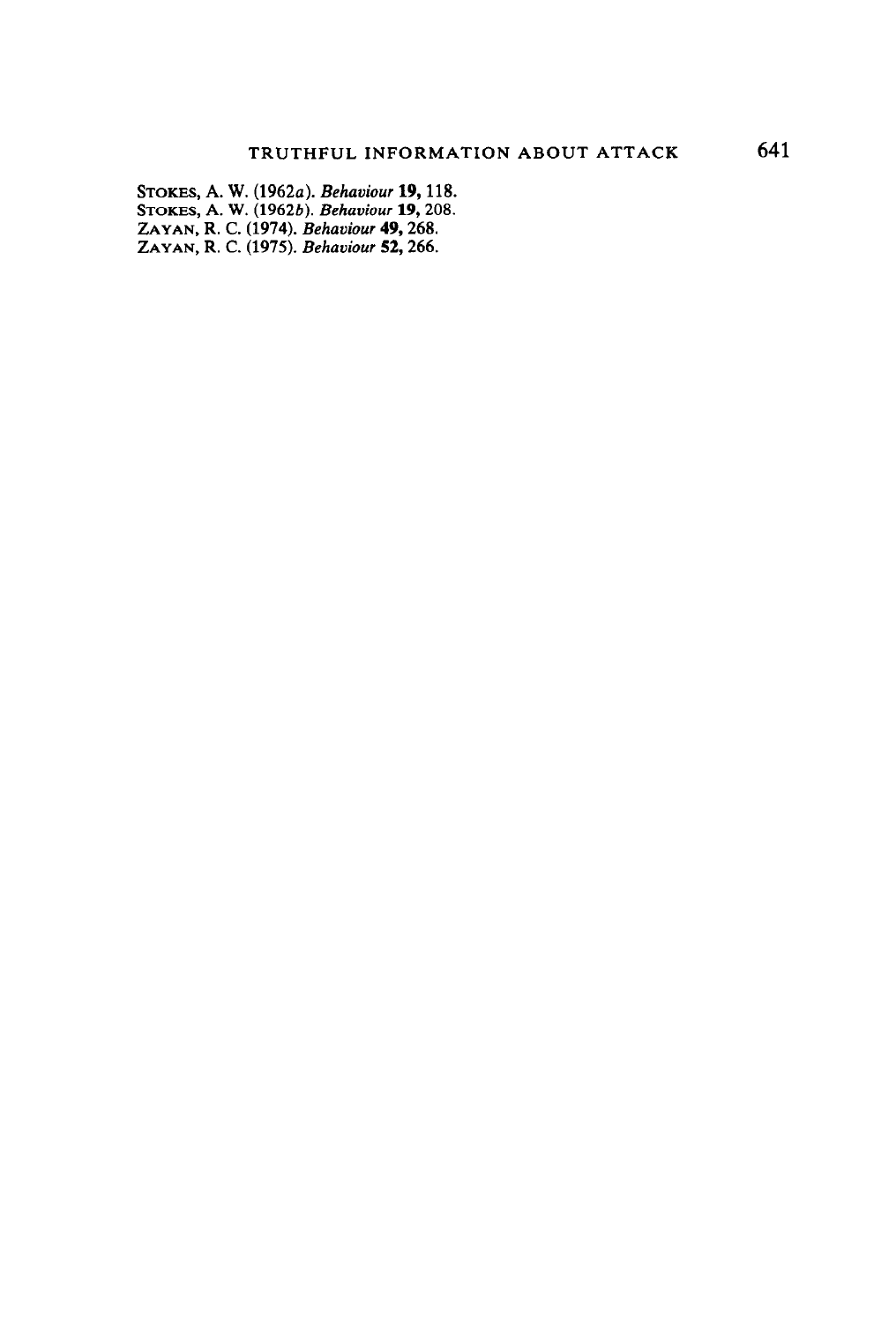STOKES, A. W. (1962*a*). *Behaviour* **19**, 118.
STOKES, A. W. (1962*b*). *Behaviour* **19**, 208.
ZAYAN, R. C. (1974). *Behaviour* **49**, 268.
ZAYAN, R. C. (1975). *Behaviour* **52**, 266.